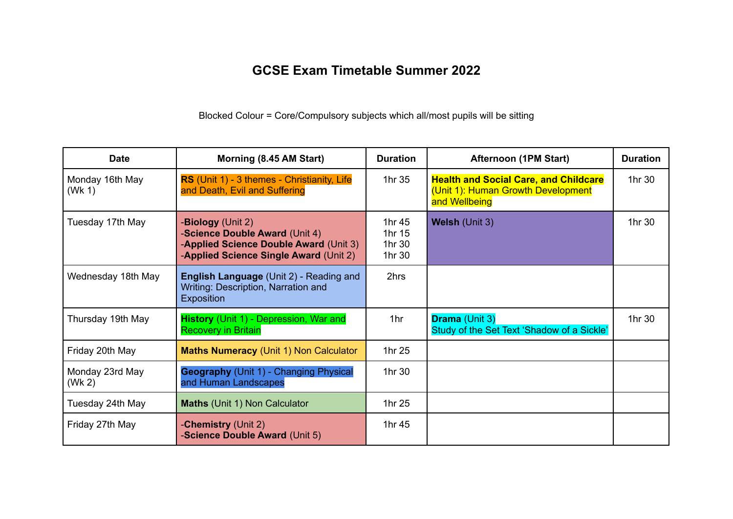# GCSE Exam Timetable Summer 2022

Blocked Colour = Core/Compulsory subjects which all/most pupils will be sitting

| Date | Morning (8.45 AM Start) | Duration | Afternoon (1PM Start) | Duration |
|---|---|---|---|---|
| Monday 16th May (Wk 1) | **RS** (Unit 1) - 3 themes - Christianity, Life and Death, Evil and Suffering | 1hr 35 | **Health and Social Care, and Childcare** (Unit 1): Human Growth Development and Wellbeing | 1hr 30 |
| Tuesday 17th May | -**Biology** (Unit 2)<br>-**Science Double Award** (Unit 4)<br>-**Applied Science Double Award** (Unit 3)<br>-**Applied Science Single Award** (Unit 2) | 1hr 45<br>1hr 15<br>1hr 30<br>1hr 30 | **Welsh** (Unit 3) | 1hr 30 |
| Wednesday 18th May | **English Language** (Unit 2) - Reading and Writing: Description, Narration and Exposition | 2hrs | | |
| Thursday 19th May | **History** (Unit 1) - Depression, War and Recovery in Britain | 1hr | **Drama** (Unit 3)<br>Study of the Set Text 'Shadow of a Sickle' | 1hr 30 |
| Friday 20th May | **Maths Numeracy** (Unit 1) Non Calculator | 1hr 25 | | |
| Monday 23rd May (Wk 2) | **Geography** (Unit 1) - Changing Physical and Human Landscapes | 1hr 30 | | |
| Tuesday 24th May | **Maths** (Unit 1) Non Calculator | 1hr 25 | | |
| Friday 27th May | -**Chemistry** (Unit 2)<br>-**Science Double Award** (Unit 5) | 1hr 45 | | |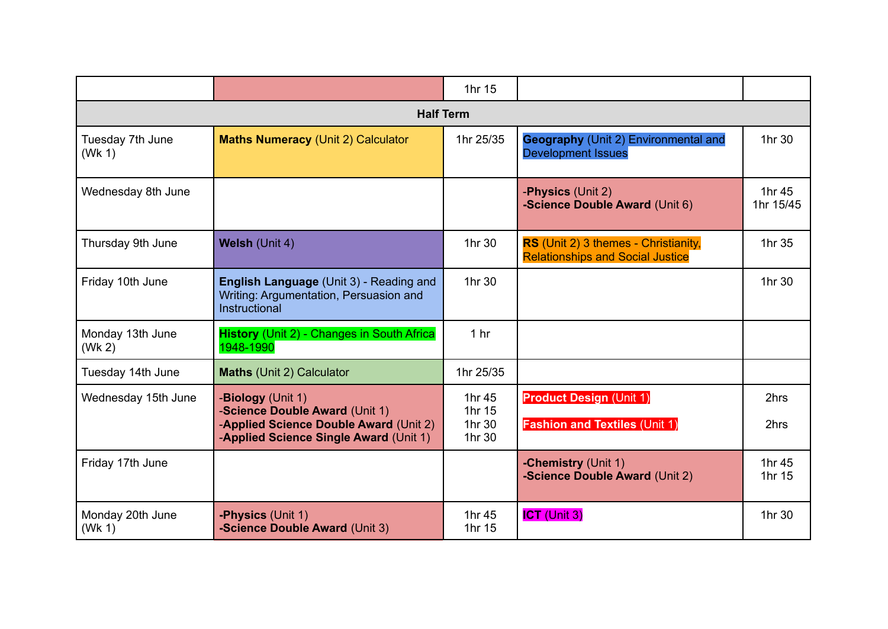|  |  | 1hr 15 |  |  |
|---|---|---|---|---|
| **Half Term** |  |  |  |  |
| Tuesday 7th June (Wk 1) | **Maths Numeracy** (Unit 2) Calculator | 1hr 25/35 | **Geography** (Unit 2) Environmental and Development Issues | 1hr 30 |
| Wednesday 8th June |  |  | -**Physics** (Unit 2)<br>-**Science Double Award** (Unit 6) | 1hr 45<br>1hr 15/45 |
| Thursday 9th June | **Welsh** (Unit 4) | 1hr 30 | **RS** (Unit 2) 3 themes - Christianity, Relationships and Social Justice | 1hr 35 |
| Friday 10th June | **English Language** (Unit 3) - Reading and Writing: Argumentation, Persuasion and Instructional | 1hr 30 |  | 1hr 30 |
| Monday 13th June (Wk 2) | **History** (Unit 2) - Changes in South Africa 1948-1990 | 1 hr |  |  |
| Tuesday 14th June | **Maths** (Unit 2) Calculator | 1hr 25/35 |  |  |
| Wednesday 15th June | -**Biology** (Unit 1)<br>-**Science Double Award** (Unit 1)<br>-**Applied Science Double Award** (Unit 2)<br>-**Applied Science Single Award** (Unit 1) | 1hr 45<br>1hr 15<br>1hr 30<br>1hr 30 | **Product Design** (Unit 1)<br><br>**Fashion and Textiles** (Unit 1) | 2hrs<br><br>2hrs |
| Friday 17th June |  |  | -**Chemistry** (Unit 1)<br>-**Science Double Award** (Unit 2) | 1hr 45<br>1hr 15 |
| Monday 20th June (Wk 1) | -**Physics** (Unit 1)<br>-**Science Double Award** (Unit 3) | 1hr 45<br>1hr 15 | **ICT** (Unit 3) | 1hr 30 |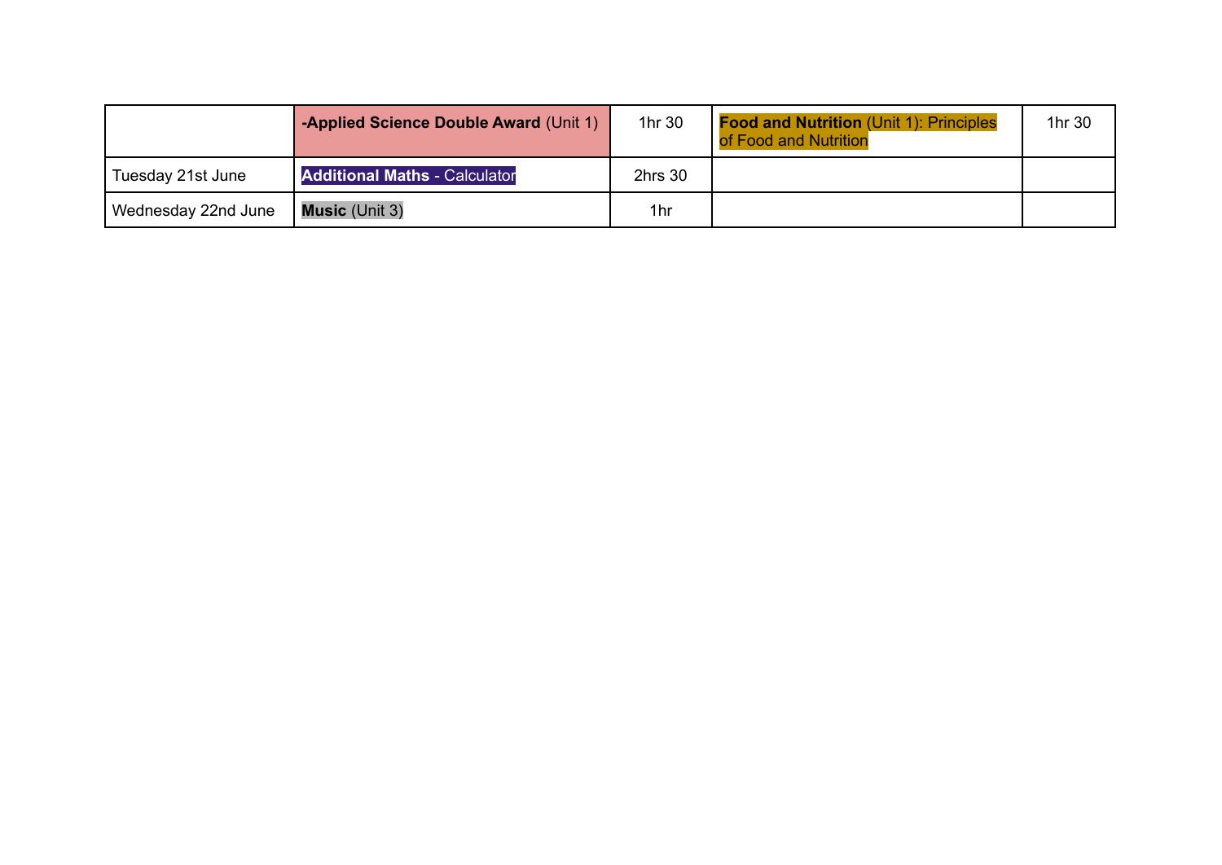| | | | | |
|---|---|---|---|---|
| | **-Applied Science Double Award** (Unit 1) | 1hr 30 | **Food and Nutrition** (Unit 1): Principles of Food and Nutrition | 1hr 30 |
| Tuesday 21st June | **Additional Maths** - Calculator | 2hrs 30 | | |
| Wednesday 22nd June | **Music** (Unit 3) | 1hr | | |